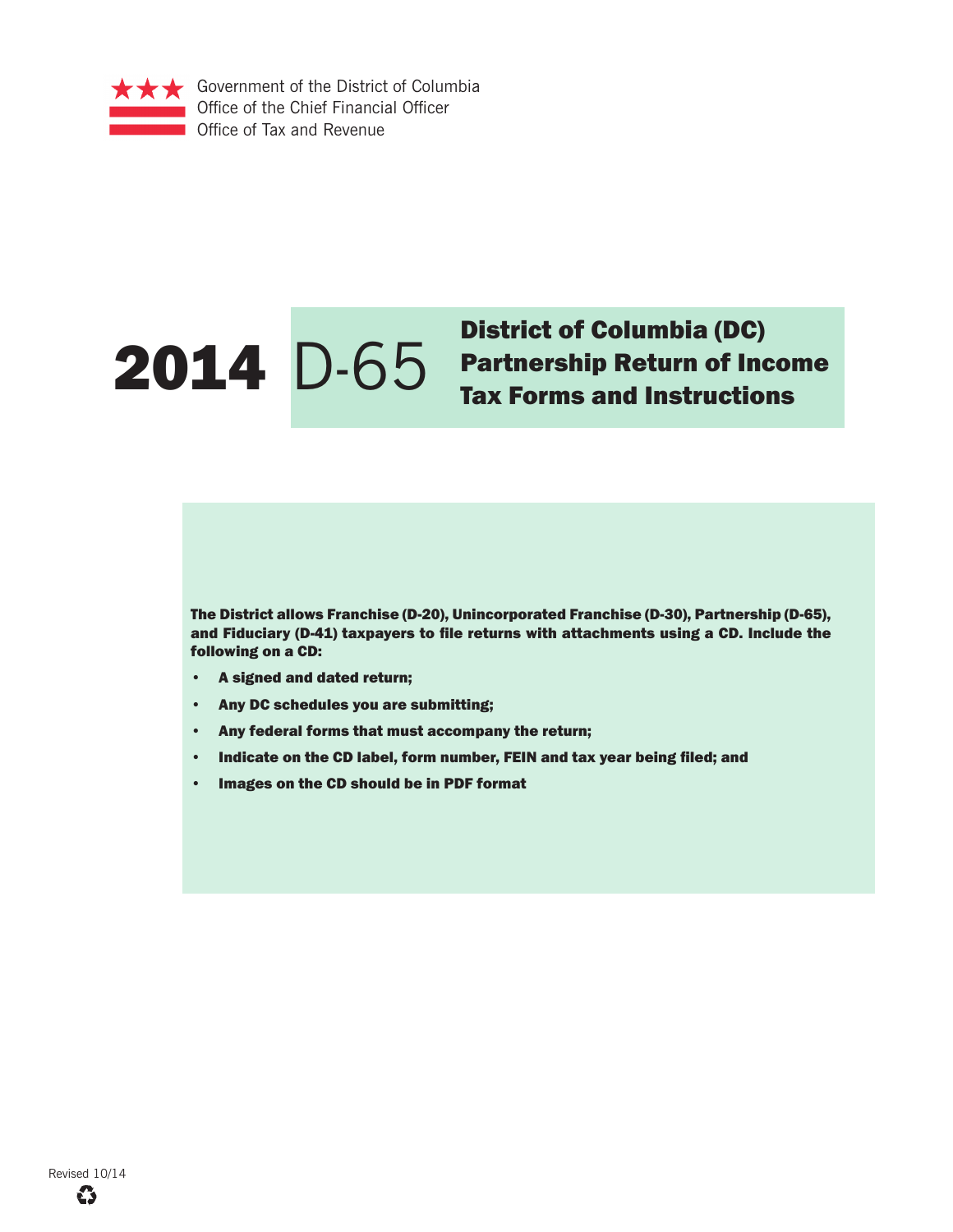Government of the District of Columbia
Office of the Chief Financial Officer
Office of Tax and Revenue

# 2014 D-65 District of Columbia (DC) Partnership Return of Income Tax Forms and Instructions

**The District allows Franchise (D-20), Unincorporated Franchise (D-30), Partnership (D-65), and Fiduciary (D-41) taxpayers to file returns with attachments using a CD. Include the following on a CD:**

- **A signed and dated return;**
- **Any DC schedules you are submitting;**
- **Any federal forms that must accompany the return;**
- **Indicate on the CD label, form number, FEIN and tax year being filed; and**
- **Images on the CD should be in PDF format**

Revised 10/14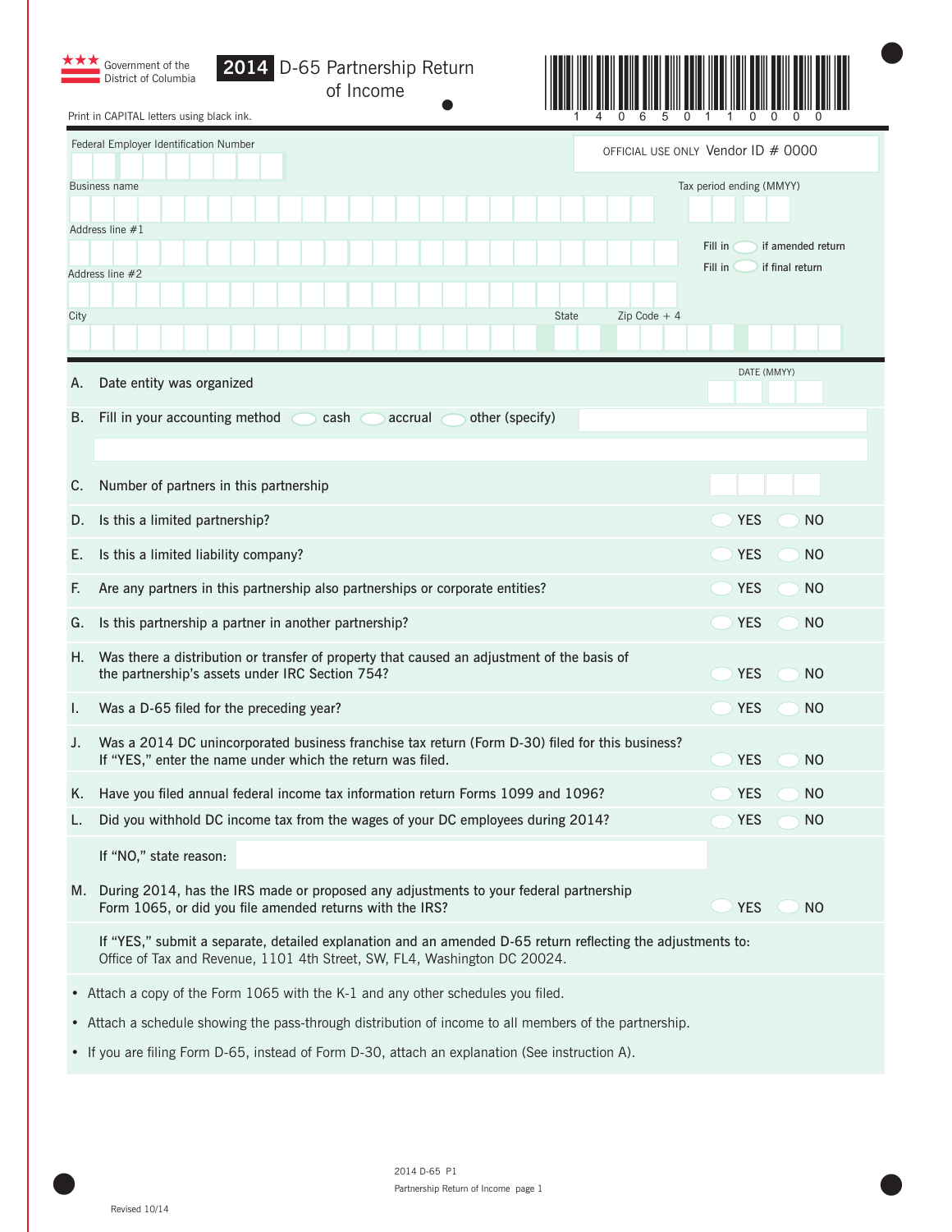Government of the District of Columbia

# 2014 D-65 Partnership Return of Income

1 4 0 6 5 0 1 1 0 0 0 0

Print in CAPITAL letters using black ink.

Federal Employer Identification Number

OFFICIAL USE ONLY Vendor ID # 0000

Business name

Tax period ending (MMYY)

Address line #1

Fill in ◯ if amended return

Fill in ◯ if final return

Address line #2

City | State | Zip Code + 4

A. Date entity was organized — DATE (MMYY)

B. Fill in your accounting method ◯ cash ◯ accrual ◯ other (specify)

C. Number of partners in this partnership

D. Is this a limited partnership? ◯ YES ◯ NO

E. Is this a limited liability company? ◯ YES ◯ NO

F. Are any partners in this partnership also partnerships or corporate entities? ◯ YES ◯ NO

G. Is this partnership a partner in another partnership? ◯ YES ◯ NO

H. Was there a distribution or transfer of property that caused an adjustment of the basis of the partnership's assets under IRC Section 754? ◯ YES ◯ NO

I. Was a D-65 filed for the preceding year? ◯ YES ◯ NO

J. Was a 2014 DC unincorporated business franchise tax return (Form D-30) filed for this business? If "YES," enter the name under which the return was filed. ◯ YES ◯ NO

K. Have you filed annual federal income tax information return Forms 1099 and 1096? ◯ YES ◯ NO

L. Did you withhold DC income tax from the wages of your DC employees during 2014? ◯ YES ◯ NO

If "NO," state reason:

M. During 2014, has the IRS made or proposed any adjustments to your federal partnership Form 1065, or did you file amended returns with the IRS? ◯ YES ◯ NO

If "YES," submit a separate, detailed explanation and an amended D-65 return reflecting the adjustments to: Office of Tax and Revenue, 1101 4th Street, SW, FL4, Washington DC 20024.

- Attach a copy of the Form 1065 with the K-1 and any other schedules you filed.
- Attach a schedule showing the pass-through distribution of income to all members of the partnership.
- If you are filing Form D-65, instead of Form D-30, attach an explanation (See instruction A).

2014 D-65 P1

Partnership Return of Income page 1

Revised 10/14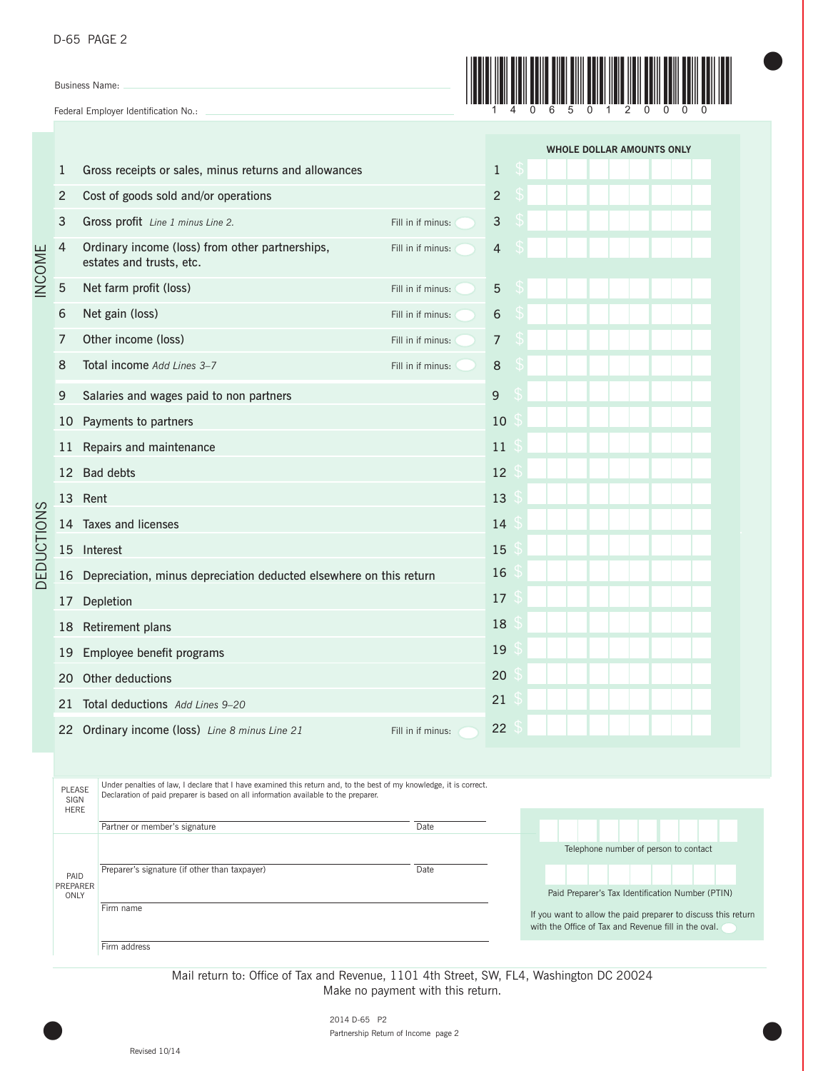D-65 PAGE 2

Business Name: ______________________

Federal Employer Identification No.: ______________________

1 4 0 6 5 0 1 2 0 0 0 0

**WHOLE DOLLAR AMOUNTS ONLY**

**INCOME**

| Line | Description | | Line | Amount |
|---|---|---|---|---|
| 1 | Gross receipts or sales, minus returns and allowances | | 1 | $ |
| 2 | Cost of goods sold and/or operations | | 2 | $ |
| 3 | Gross profit *Line 1 minus Line 2.* | Fill in if minus: ◯ | 3 | $ |
| 4 | Ordinary income (loss) from other partnerships, estates and trusts, etc. | Fill in if minus: ◯ | 4 | $ |
| 5 | Net farm profit (loss) | Fill in if minus: ◯ | 5 | $ |
| 6 | Net gain (loss) | Fill in if minus: ◯ | 6 | $ |
| 7 | Other income (loss) | Fill in if minus: ◯ | 7 | $ |
| 8 | Total income *Add Lines 3–7* | Fill in if minus: ◯ | 8 | $ |

**DEDUCTIONS**

| Line | Description | | Line | Amount |
|---|---|---|---|---|
| 9 | Salaries and wages paid to non partners | | 9 | $ |
| 10 | Payments to partners | | 10 | $ |
| 11 | Repairs and maintenance | | 11 | $ |
| 12 | Bad debts | | 12 | $ |
| 13 | Rent | | 13 | $ |
| 14 | Taxes and licenses | | 14 | $ |
| 15 | Interest | | 15 | $ |
| 16 | Depreciation, minus depreciation deducted elsewhere on this return | | 16 | $ |
| 17 | Depletion | | 17 | $ |
| 18 | Retirement plans | | 18 | $ |
| 19 | Employee benefit programs | | 19 | $ |
| 20 | Other deductions | | 20 | $ |
| 21 | Total deductions *Add Lines 9–20* | | 21 | $ |
| 22 | Ordinary income (loss) *Line 8 minus Line 21* | Fill in if minus: ◯ | 22 | $ |

**PLEASE SIGN HERE**

Under penalties of law, I declare that I have examined this return and, to the best of my knowledge, it is correct. Declaration of paid preparer is based on all information available to the preparer.

Partner or member's signature ______________________ Date __________

Telephone number of person to contact

**PAID PREPARER ONLY**

Preparer's signature (if other than taxpayer) ______________________ Date __________

Firm name ______________________

Firm address ______________________

Paid Preparer's Tax Identification Number (PTIN)

If you want to allow the paid preparer to discuss this return with the Office of Tax and Revenue fill in the oval. ◯

Mail return to: Office of Tax and Revenue, 1101 4th Street, SW, FL4, Washington DC 20024
Make no payment with this return.

2014 D-65 P2
Partnership Return of Income page 2

Revised 10/14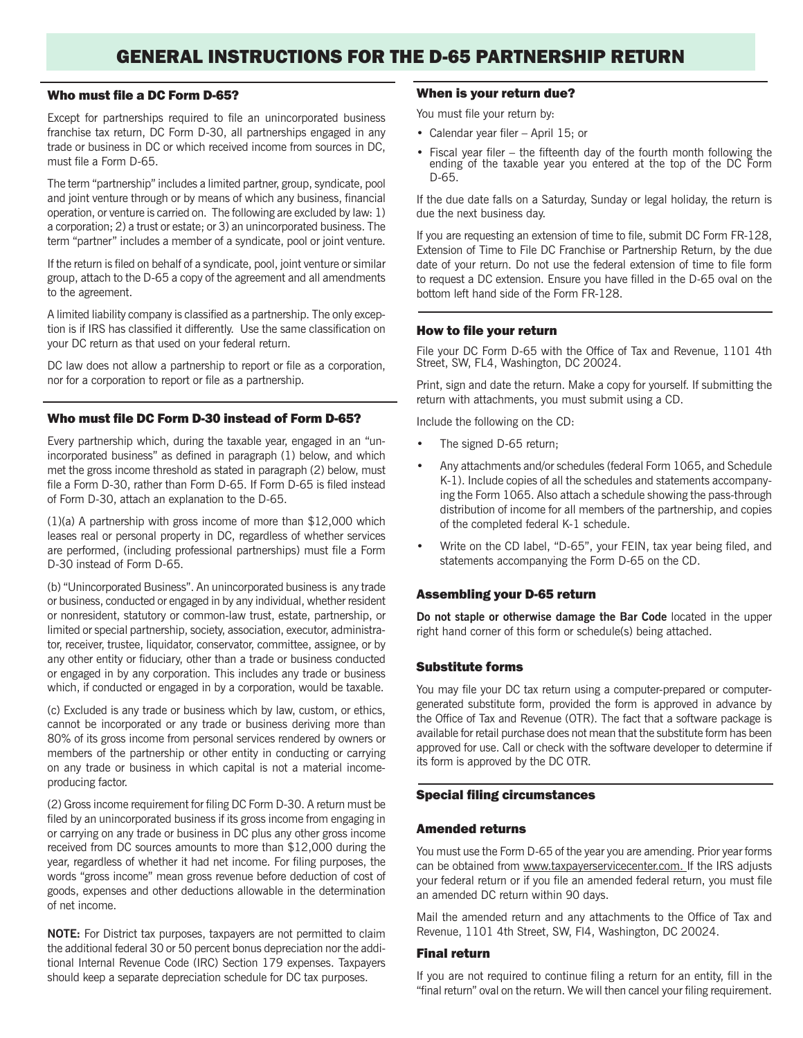# GENERAL INSTRUCTIONS FOR THE D-65 PARTNERSHIP RETURN

### Who must file a DC Form D-65?

Except for partnerships required to file an unincorporated business franchise tax return, DC Form D-30, all partnerships engaged in any trade or business in DC or which received income from sources in DC, must file a Form D-65.

The term "partnership" includes a limited partner, group, syndicate, pool and joint venture through or by means of which any business, financial operation, or venture is carried on. The following are excluded by law: 1) a corporation; 2) a trust or estate; or 3) an unincorporated business. The term "partner" includes a member of a syndicate, pool or joint venture.

If the return is filed on behalf of a syndicate, pool, joint venture or similar group, attach to the D-65 a copy of the agreement and all amendments to the agreement.

A limited liability company is classified as a partnership. The only exception is if IRS has classified it differently. Use the same classification on your DC return as that used on your federal return.

DC law does not allow a partnership to report or file as a corporation, nor for a corporation to report or file as a partnership.

### Who must file DC Form D-30 instead of Form D-65?

Every partnership which, during the taxable year, engaged in an "unincorporated business" as defined in paragraph (1) below, and which met the gross income threshold as stated in paragraph (2) below, must file a Form D-30, rather than Form D-65. If Form D-65 is filed instead of Form D-30, attach an explanation to the D-65.

(1)(a) A partnership with gross income of more than $12,000 which leases real or personal property in DC, regardless of whether services are performed, (including professional partnerships) must file a Form D-30 instead of Form D-65.

(b) "Unincorporated Business". An unincorporated business is any trade or business, conducted or engaged in by any individual, whether resident or nonresident, statutory or common-law trust, estate, partnership, or limited or special partnership, society, association, executor, administrator, receiver, trustee, liquidator, conservator, committee, assignee, or by any other entity or fiduciary, other than a trade or business conducted or engaged in by any corporation. This includes any trade or business which, if conducted or engaged in by a corporation, would be taxable.

(c) Excluded is any trade or business which by law, custom, or ethics, cannot be incorporated or any trade or business deriving more than 80% of its gross income from personal services rendered by owners or members of the partnership or other entity in conducting or carrying on any trade or business in which capital is not a material income-producing factor.

(2) Gross income requirement for filing DC Form D-30. A return must be filed by an unincorporated business if its gross income from engaging in or carrying on any trade or business in DC plus any other gross income received from DC sources amounts to more than $12,000 during the year, regardless of whether it had net income. For filing purposes, the words "gross income" mean gross revenue before deduction of cost of goods, expenses and other deductions allowable in the determination of net income.

**NOTE:** For District tax purposes, taxpayers are not permitted to claim the additional federal 30 or 50 percent bonus depreciation nor the additional Internal Revenue Code (IRC) Section 179 expenses. Taxpayers should keep a separate depreciation schedule for DC tax purposes.

### When is your return due?

You must file your return by:

- Calendar year filer – April 15; or
- Fiscal year filer – the fifteenth day of the fourth month following the ending of the taxable year you entered at the top of the DC Form D-65.

If the due date falls on a Saturday, Sunday or legal holiday, the return is due the next business day.

If you are requesting an extension of time to file, submit DC Form FR-128, Extension of Time to File DC Franchise or Partnership Return, by the due date of your return. Do not use the federal extension of time to file form to request a DC extension. Ensure you have filled in the D-65 oval on the bottom left hand side of the Form FR-128.

### How to file your return

File your DC Form D-65 with the Office of Tax and Revenue, 1101 4th Street, SW, FL4, Washington, DC 20024.

Print, sign and date the return. Make a copy for yourself. If submitting the return with attachments, you must submit using a CD.

Include the following on the CD:

- The signed D-65 return;
- Any attachments and/or schedules (federal Form 1065, and Schedule K-1). Include copies of all the schedules and statements accompanying the Form 1065. Also attach a schedule showing the pass-through distribution of income for all members of the partnership, and copies of the completed federal K-1 schedule.
- Write on the CD label, "D-65", your FEIN, tax year being filed, and statements accompanying the Form D-65 on the CD.

### Assembling your D-65 return

**Do not staple or otherwise damage the Bar Code** located in the upper right hand corner of this form or schedule(s) being attached.

### Substitute forms

You may file your DC tax return using a computer-prepared or computer-generated substitute form, provided the form is approved in advance by the Office of Tax and Revenue (OTR). The fact that a software package is available for retail purchase does not mean that the substitute form has been approved for use. Call or check with the software developer to determine if its form is approved by the DC OTR.

### Special filing circumstances

#### Amended returns

You must use the Form D-65 of the year you are amending. Prior year forms can be obtained from www.taxpayerservicecenter.com. If the IRS adjusts your federal return or if you file an amended federal return, you must file an amended DC return within 90 days.

Mail the amended return and any attachments to the Office of Tax and Revenue, 1101 4th Street, SW, Fl4, Washington, DC 20024.

#### Final return

If you are not required to continue filing a return for an entity, fill in the "final return" oval on the return. We will then cancel your filing requirement.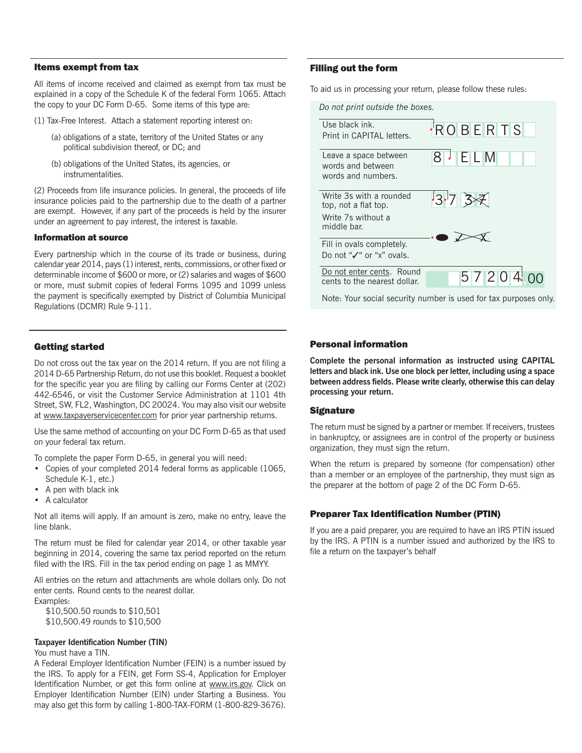## Items exempt from tax

All items of income received and claimed as exempt from tax must be explained in a copy of the Schedule K of the federal Form 1065. Attach the copy to your DC Form D-65. Some items of this type are:

(1) Tax-Free Interest. Attach a statement reporting interest on:

(a) obligations of a state, territory of the United States or any political subdivision thereof, or DC; and

(b) obligations of the United States, its agencies, or instrumentalities.

(2) Proceeds from life insurance policies. In general, the proceeds of life insurance policies paid to the partnership due to the death of a partner are exempt. However, if any part of the proceeds is held by the insurer under an agreement to pay interest, the interest is taxable.

## Information at source

Every partnership which in the course of its trade or business, during calendar year 2014, pays (1) interest, rents, commissions, or other fixed or determinable income of $600 or more, or (2) salaries and wages of $600 or more, must submit copies of federal Forms 1095 and 1099 unless the payment is specifically exempted by District of Columbia Municipal Regulations (DCMR) Rule 9-111.

## Getting started

Do not cross out the tax year on the 2014 return. If you are not filing a 2014 D-65 Partnership Return, do not use this booklet. Request a booklet for the specific year you are filing by calling our Forms Center at (202) 442-6546, or visit the Customer Service Administration at 1101 4th Street, SW, FL2, Washington, DC 20024. You may also visit our website at www.taxpayerservicecenter.com for prior year partnership returns.

Use the same method of accounting on your DC Form D-65 as that used on your federal tax return.

To complete the paper Form D-65, in general you will need:

- Copies of your completed 2014 federal forms as applicable (1065, Schedule K-1, etc.)
- A pen with black ink
- A calculator

Not all items will apply. If an amount is zero, make no entry, leave the line blank.

The return must be filed for calendar year 2014, or other taxable year beginning in 2014, covering the same tax period reported on the return filed with the IRS. Fill in the tax period ending on page 1 as MMYY.

All entries on the return and attachments are whole dollars only. Do not enter cents. Round cents to the nearest dollar.

Examples:

$10,500.50 rounds to $10,501
$10,500.49 rounds to $10,500

**Taxpayer Identification Number (TIN)**

You must have a TIN.

A Federal Employer Identification Number (FEIN) is a number issued by the IRS. To apply for a FEIN, get Form SS-4, Application for Employer Identification Number, or get this form online at www.irs.gov. Click on Employer Identification Number (EIN) under Starting a Business. You may also get this form by calling 1-800-TAX-FORM (1-800-829-3676).

## Filling out the form

To aid us in processing your return, please follow these rules:

*Do not print outside the boxes.*

| Rule | Example |
|---|---|
| Use black ink. Print in CAPITAL letters. | ROBERTS |
| Leave a space between words and between words and numbers. | 8 ELM |
| Write 3s with a rounded top, not a flat top. Write 7s without a middle bar. | 37 |
| Fill in ovals completely. Do not "✓" or "x" ovals. | ● |
| Do not enter cents. Round cents to the nearest dollar. | 57204.00 |

Note: Your social security number is used for tax purposes only.

## Personal information

**Complete the personal information as instructed using CAPITAL letters and black ink. Use one block per letter, including using a space between address fields. Please write clearly, otherwise this can delay processing your return.**

## Signature

The return must be signed by a partner or member. If receivers, trustees in bankruptcy, or assignees are in control of the property or business organization, they must sign the return.

When the return is prepared by someone (for compensation) other than a member or an employee of the partnership, they must sign as the preparer at the bottom of page 2 of the DC Form D-65.

## Preparer Tax Identification Number (PTIN)

If you are a paid preparer, you are required to have an IRS PTIN issued by the IRS. A PTIN is a number issued and authorized by the IRS to file a return on the taxpayer's behalf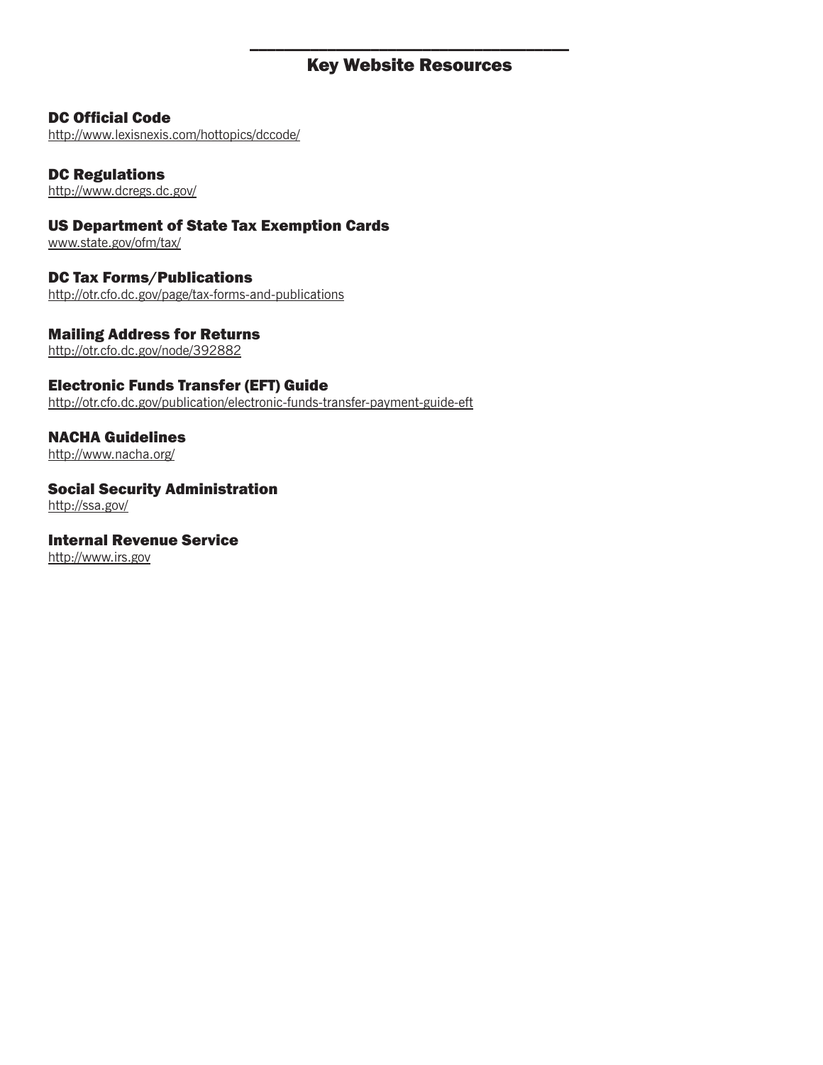# Key Website Resources

## DC Official Code
http://www.lexisnexis.com/hottopics/dccode/

## DC Regulations
http://www.dcregs.dc.gov/

## US Department of State Tax Exemption Cards
www.state.gov/ofm/tax/

## DC Tax Forms/Publications
http://otr.cfo.dc.gov/page/tax-forms-and-publications

## Mailing Address for Returns
http://otr.cfo.dc.gov/node/392882

## Electronic Funds Transfer (EFT) Guide
http://otr.cfo.dc.gov/publication/electronic-funds-transfer-payment-guide-eft

## NACHA Guidelines
http://www.nacha.org/

## Social Security Administration
http://ssa.gov/

## Internal Revenue Service
http://www.irs.gov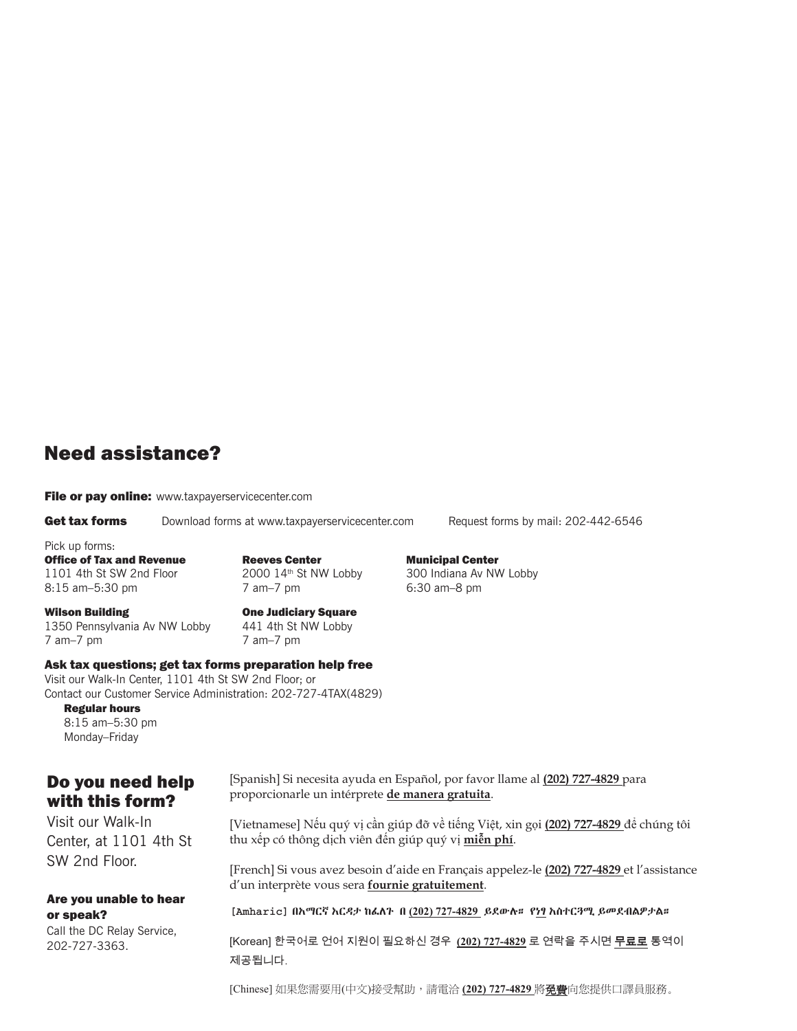## Need assistance?

**File or pay online:** www.taxpayerservicecenter.com

**Get tax forms** Download forms at www.taxpayerservicecenter.com Request forms by mail: 202-442-6546

Pick up forms:

**Office of Tax and Revenue**
1101 4th St SW 2nd Floor
8:15 am–5:30 pm

**Reeves Center**
2000 14th St NW Lobby
7 am–7 pm

**Municipal Center**
300 Indiana Av NW Lobby
6:30 am–8 pm

**Wilson Building**
1350 Pennsylvania Av NW Lobby
7 am–7 pm

**One Judiciary Square**
441 4th St NW Lobby
7 am–7 pm

**Ask tax questions; get tax forms preparation help free**
Visit our Walk-In Center, 1101 4th St SW 2nd Floor; or
Contact our Customer Service Administration: 202-727-4TAX(4829)

**Regular hours**
8:15 am–5:30 pm
Monday–Friday

### Do you need help with this form?

Visit our Walk-In Center, at 1101 4th St SW 2nd Floor.

**Are you unable to hear or speak?**
Call the DC Relay Service, 202-727-3363.

[Spanish] Si necesita ayuda en Español, por favor llame al **(202) 727-4829** para proporcionarle un intérprete **de manera gratuita**.

[Vietnamese] Nếu quý vị cần giúp đỡ về tiếng Việt, xin gọi **(202) 727-4829** để chúng tôi thu xếp có thông dịch viên đến giúp quý vị **miễn phí**.

[French] Si vous avez besoin d'aide en Français appelez-le **(202) 727-4829** et l'assistance d'un interprète vous sera **fournie gratuitement**.

[Amharic] በአማርኛ እርዳታ ከፈለጉ በ **(202) 727-4829** ይደውሉ። የነፃ አስተርጓሚ ይመደብልዎታል።

[Korean] 한국어로 언어 지원이 필요하신 경우 **(202) 727-4829** 로 연락을 주시면 **무료로** 통역이 제공됩니다.

[Chinese] 如果您需要用(中文)接受幫助，請電洽 **(202) 727-4829** 將**免費**向您提供口譯員服務。